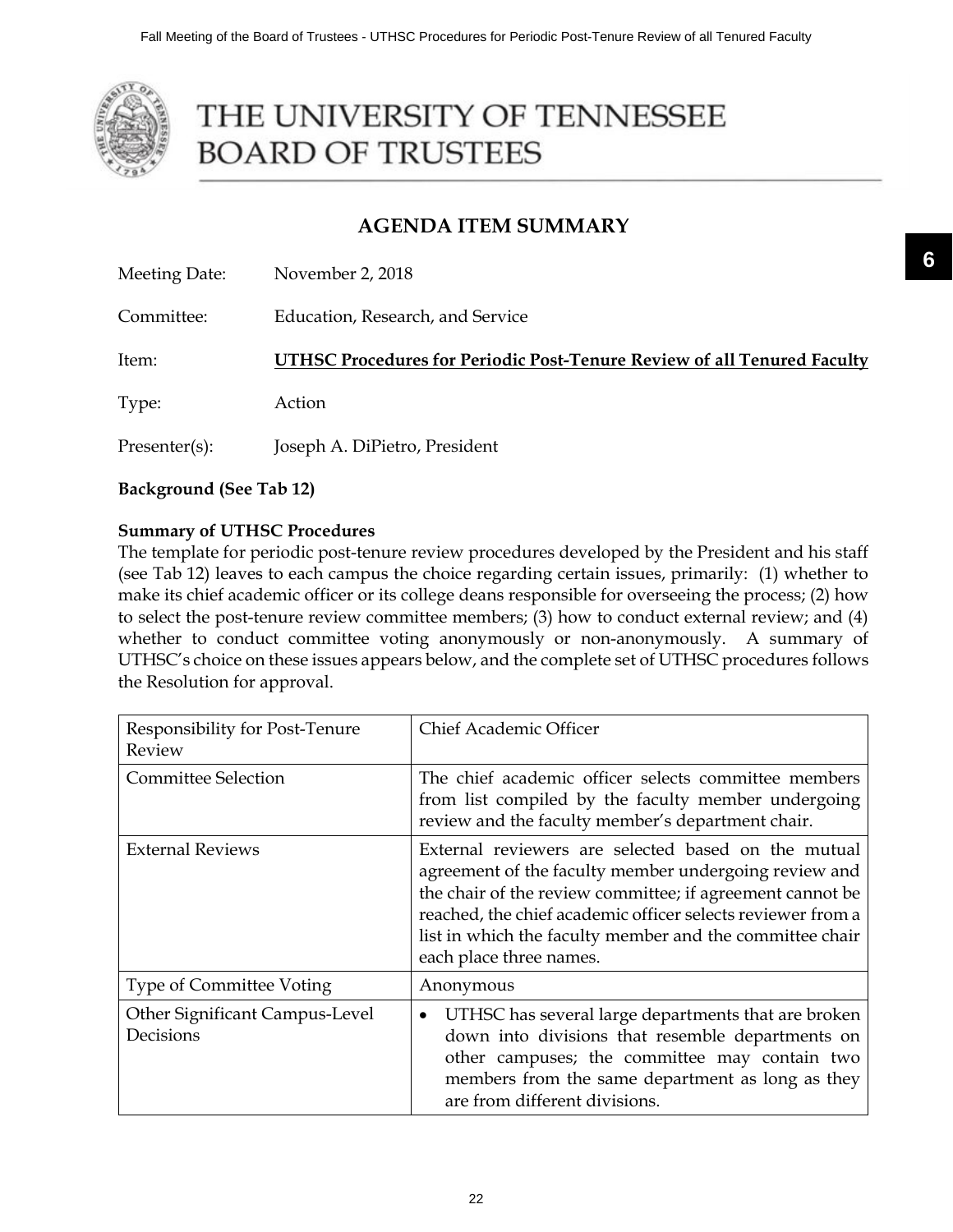# THE UNIVERSITY OF TENNESSEE BOARD OF TRUSTEES

## AGENDA ITEM SUMMARY

Meeting Date: November 2, 2018

Committee: Education, Research, and Service

Item: **UTHSC Procedures for Periodic Post-Tenure Review of all Tenured Faculty**

Type: Action

Presenter(s): Joseph A. DiPietro, President

**Background (See Tab 12)**

**Summary of UTHSC Procedures**

The template for periodic post-tenure review procedures developed by the President and his staff (see Tab 12) leaves to each campus the choice regarding certain issues, primarily: (1) whether to make its chief academic officer or its college deans responsible for overseeing the process; (2) how to select the post-tenure review committee members; (3) how to conduct external review; and (4) whether to conduct committee voting anonymously or non-anonymously. A summary of UTHSC's choice on these issues appears below, and the complete set of UTHSC procedures follows the Resolution for approval.

| | |
|---|---|
| Responsibility for Post-Tenure Review | Chief Academic Officer |
| Committee Selection | The chief academic officer selects committee members from list compiled by the faculty member undergoing review and the faculty member's department chair. |
| External Reviews | External reviewers are selected based on the mutual agreement of the faculty member undergoing review and the chair of the review committee; if agreement cannot be reached, the chief academic officer selects reviewer from a list in which the faculty member and the committee chair each place three names. |
| Type of Committee Voting | Anonymous |
| Other Significant Campus-Level Decisions | • UTHSC has several large departments that are broken down into divisions that resemble departments on other campuses; the committee may contain two members from the same department as long as they are from different divisions. |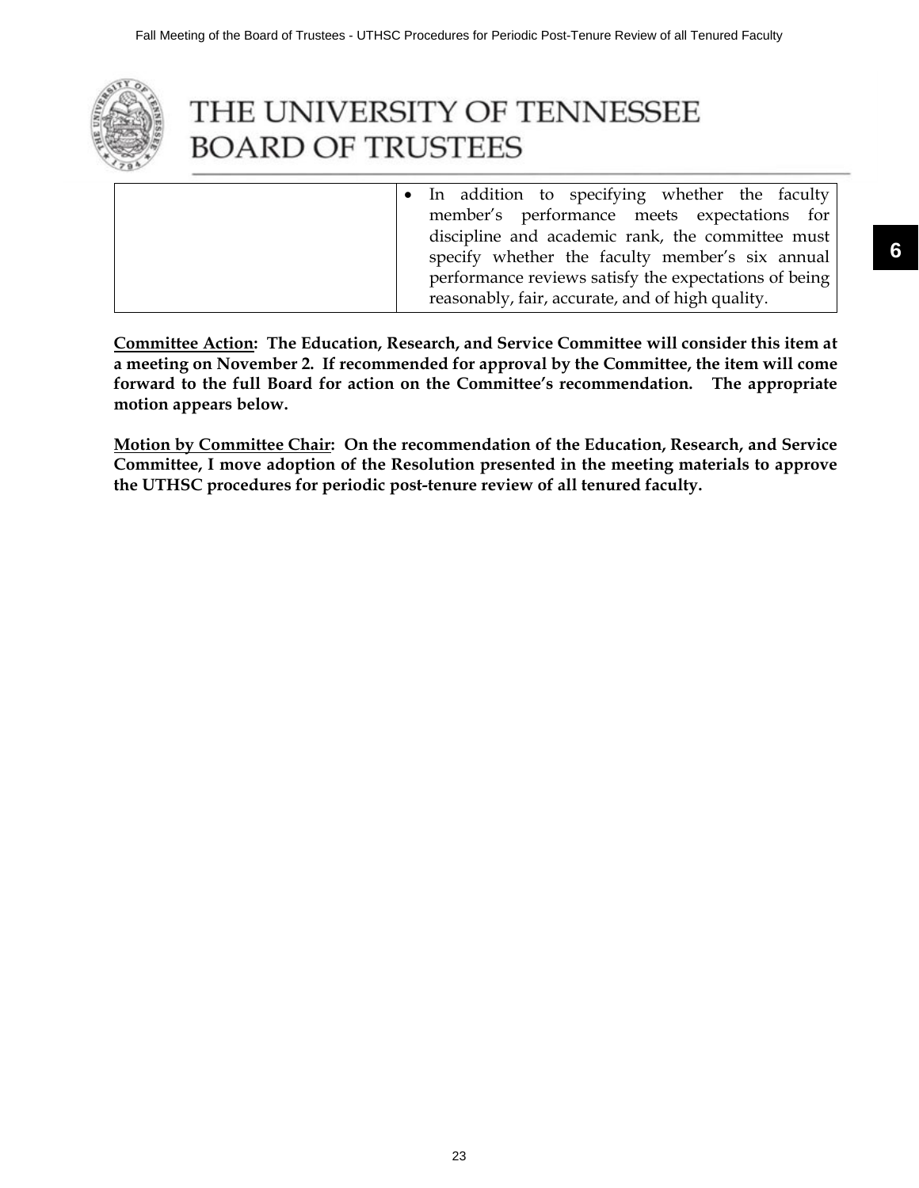# THE UNIVERSITY OF TENNESSEE BOARD OF TRUSTEES

| | |
|---|---|
| | • In addition to specifying whether the faculty member's performance meets expectations for discipline and academic rank, the committee must specify whether the faculty member's six annual performance reviews satisfy the expectations of being reasonably, fair, accurate, and of high quality. |

**<u>Committee Action</u>: The Education, Research, and Service Committee will consider this item at a meeting on November 2. If recommended for approval by the Committee, the item will come forward to the full Board for action on the Committee's recommendation. The appropriate motion appears below.**

**<u>Motion by Committee Chair</u>: On the recommendation of the Education, Research, and Service Committee, I move adoption of the Resolution presented in the meeting materials to approve the UTHSC procedures for periodic post-tenure review of all tenured faculty.**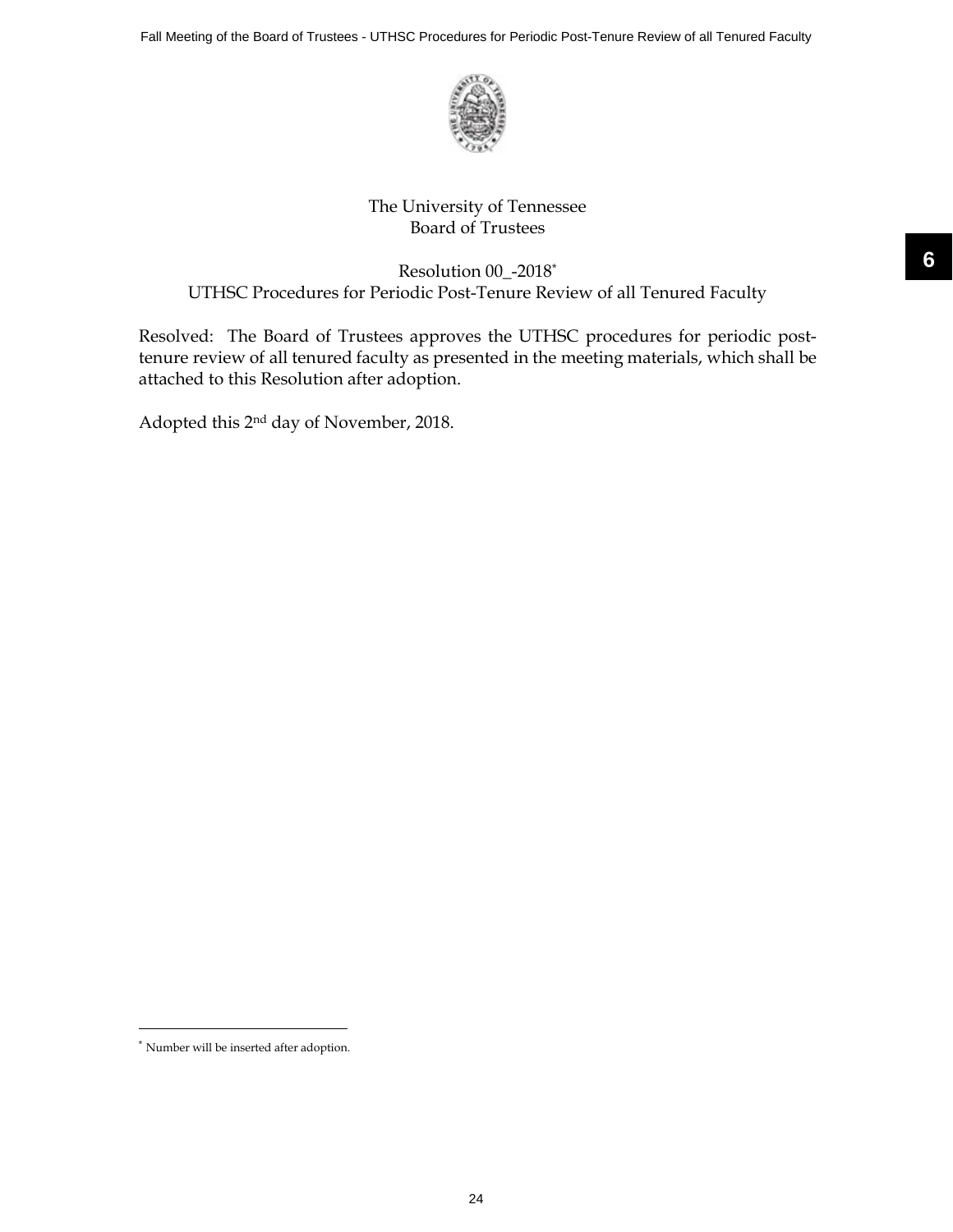The University of Tennessee
Board of Trustees

Resolution 00_-2018*
UTHSC Procedures for Periodic Post-Tenure Review of all Tenured Faculty

Resolved: The Board of Trustees approves the UTHSC procedures for periodic post-tenure review of all tenured faculty as presented in the meeting materials, which shall be attached to this Resolution after adoption.

Adopted this 2nd day of November, 2018.

---

* Number will be inserted after adoption.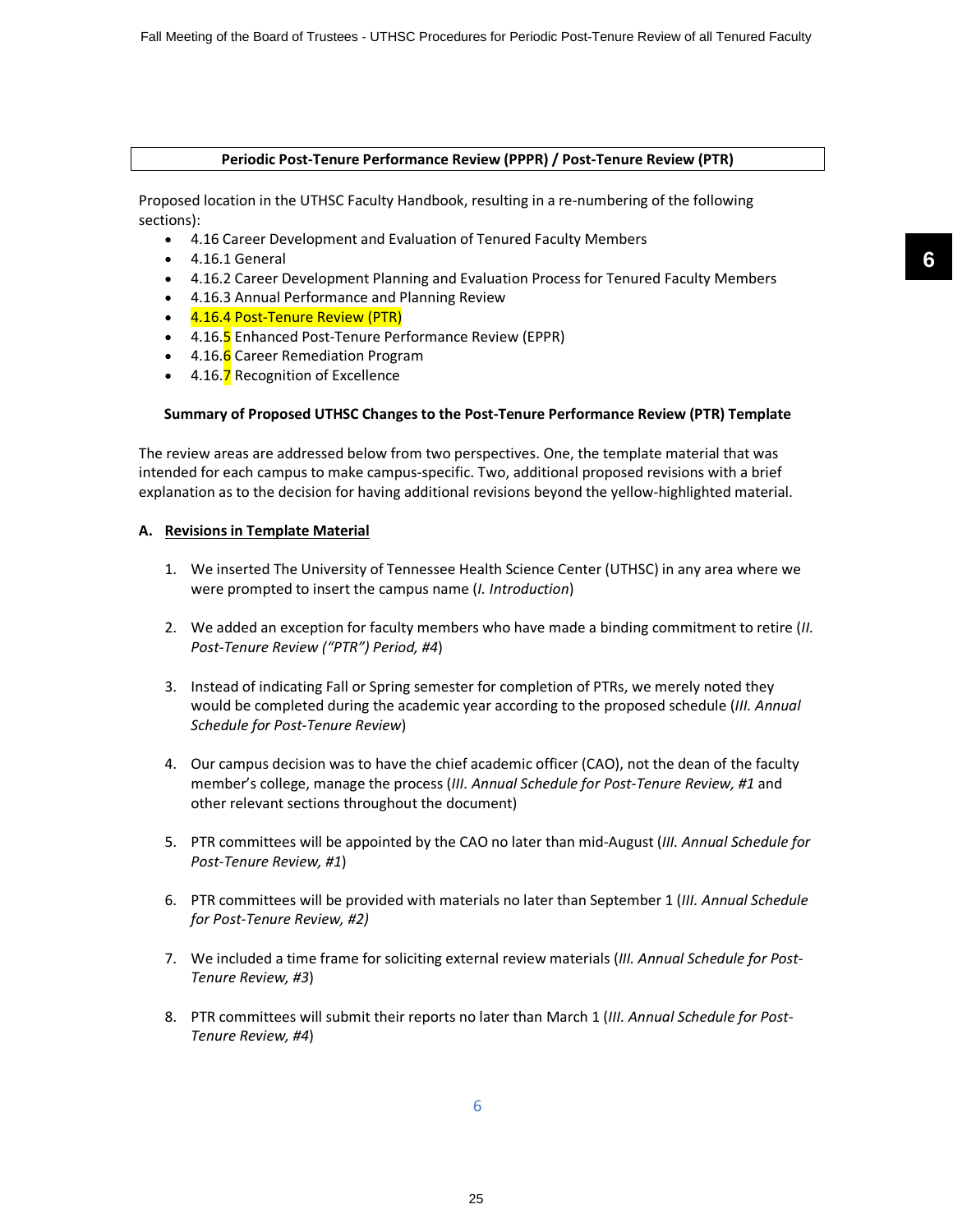**Periodic Post-Tenure Performance Review (PPPR) / Post-Tenure Review (PTR)**

Proposed location in the UTHSC Faculty Handbook, resulting in a re-numbering of the following sections):

- 4.16 Career Development and Evaluation of Tenured Faculty Members
- 4.16.1 General
- 4.16.2 Career Development Planning and Evaluation Process for Tenured Faculty Members
- 4.16.3 Annual Performance and Planning Review
- 4.16.4 Post-Tenure Review (PTR)
- 4.16.5 Enhanced Post-Tenure Performance Review (EPPR)
- 4.16.6 Career Remediation Program
- 4.16.7 Recognition of Excellence

**Summary of Proposed UTHSC Changes to the Post-Tenure Performance Review (PTR) Template**

The review areas are addressed below from two perspectives. One, the template material that was intended for each campus to make campus-specific. Two, additional proposed revisions with a brief explanation as to the decision for having additional revisions beyond the yellow-highlighted material.

**A. Revisions in Template Material**

1. We inserted The University of Tennessee Health Science Center (UTHSC) in any area where we were prompted to insert the campus name (*I. Introduction*)

2. We added an exception for faculty members who have made a binding commitment to retire (*II. Post-Tenure Review ("PTR") Period, #4*)

3. Instead of indicating Fall or Spring semester for completion of PTRs, we merely noted they would be completed during the academic year according to the proposed schedule (*III. Annual Schedule for Post-Tenure Review*)

4. Our campus decision was to have the chief academic officer (CAO), not the dean of the faculty member's college, manage the process (*III. Annual Schedule for Post-Tenure Review, #1* and other relevant sections throughout the document)

5. PTR committees will be appointed by the CAO no later than mid-August (*III. Annual Schedule for Post-Tenure Review, #1*)

6. PTR committees will be provided with materials no later than September 1 (*III. Annual Schedule for Post-Tenure Review, #2)*

7. We included a time frame for soliciting external review materials (*III. Annual Schedule for Post-Tenure Review, #3*)

8. PTR committees will submit their reports no later than March 1 (*III. Annual Schedule for Post-Tenure Review, #4*)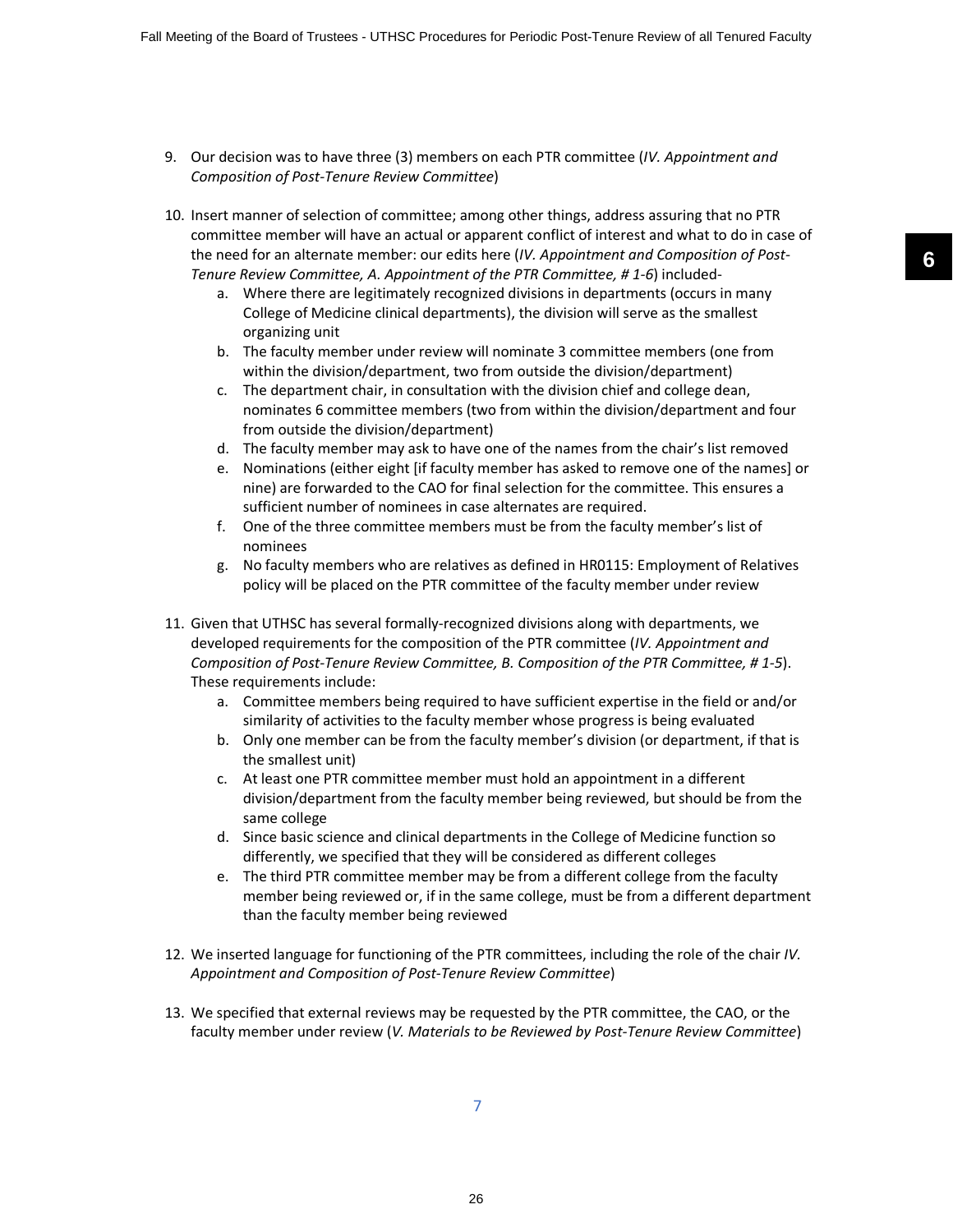9. Our decision was to have three (3) members on each PTR committee (*IV. Appointment and Composition of Post-Tenure Review Committee*)

10. Insert manner of selection of committee; among other things, address assuring that no PTR committee member will have an actual or apparent conflict of interest and what to do in case of the need for an alternate member: our edits here (*IV. Appointment and Composition of Post-Tenure Review Committee, A. Appointment of the PTR Committee, # 1-6*) included-
    a. Where there are legitimately recognized divisions in departments (occurs in many College of Medicine clinical departments), the division will serve as the smallest organizing unit
    b. The faculty member under review will nominate 3 committee members (one from within the division/department, two from outside the division/department)
    c. The department chair, in consultation with the division chief and college dean, nominates 6 committee members (two from within the division/department and four from outside the division/department)
    d. The faculty member may ask to have one of the names from the chair's list removed
    e. Nominations (either eight [if faculty member has asked to remove one of the names] or nine) are forwarded to the CAO for final selection for the committee. This ensures a sufficient number of nominees in case alternates are required.
    f. One of the three committee members must be from the faculty member's list of nominees
    g. No faculty members who are relatives as defined in HR0115: Employment of Relatives policy will be placed on the PTR committee of the faculty member under review

11. Given that UTHSC has several formally-recognized divisions along with departments, we developed requirements for the composition of the PTR committee (*IV. Appointment and Composition of Post-Tenure Review Committee, B. Composition of the PTR Committee, # 1-5*). These requirements include:
    a. Committee members being required to have sufficient expertise in the field or and/or similarity of activities to the faculty member whose progress is being evaluated
    b. Only one member can be from the faculty member's division (or department, if that is the smallest unit)
    c. At least one PTR committee member must hold an appointment in a different division/department from the faculty member being reviewed, but should be from the same college
    d. Since basic science and clinical departments in the College of Medicine function so differently, we specified that they will be considered as different colleges
    e. The third PTR committee member may be from a different college from the faculty member being reviewed or, if in the same college, must be from a different department than the faculty member being reviewed

12. We inserted language for functioning of the PTR committees, including the role of the chair *IV. Appointment and Composition of Post-Tenure Review Committee*)

13. We specified that external reviews may be requested by the PTR committee, the CAO, or the faculty member under review (*V. Materials to be Reviewed by Post-Tenure Review Committee*)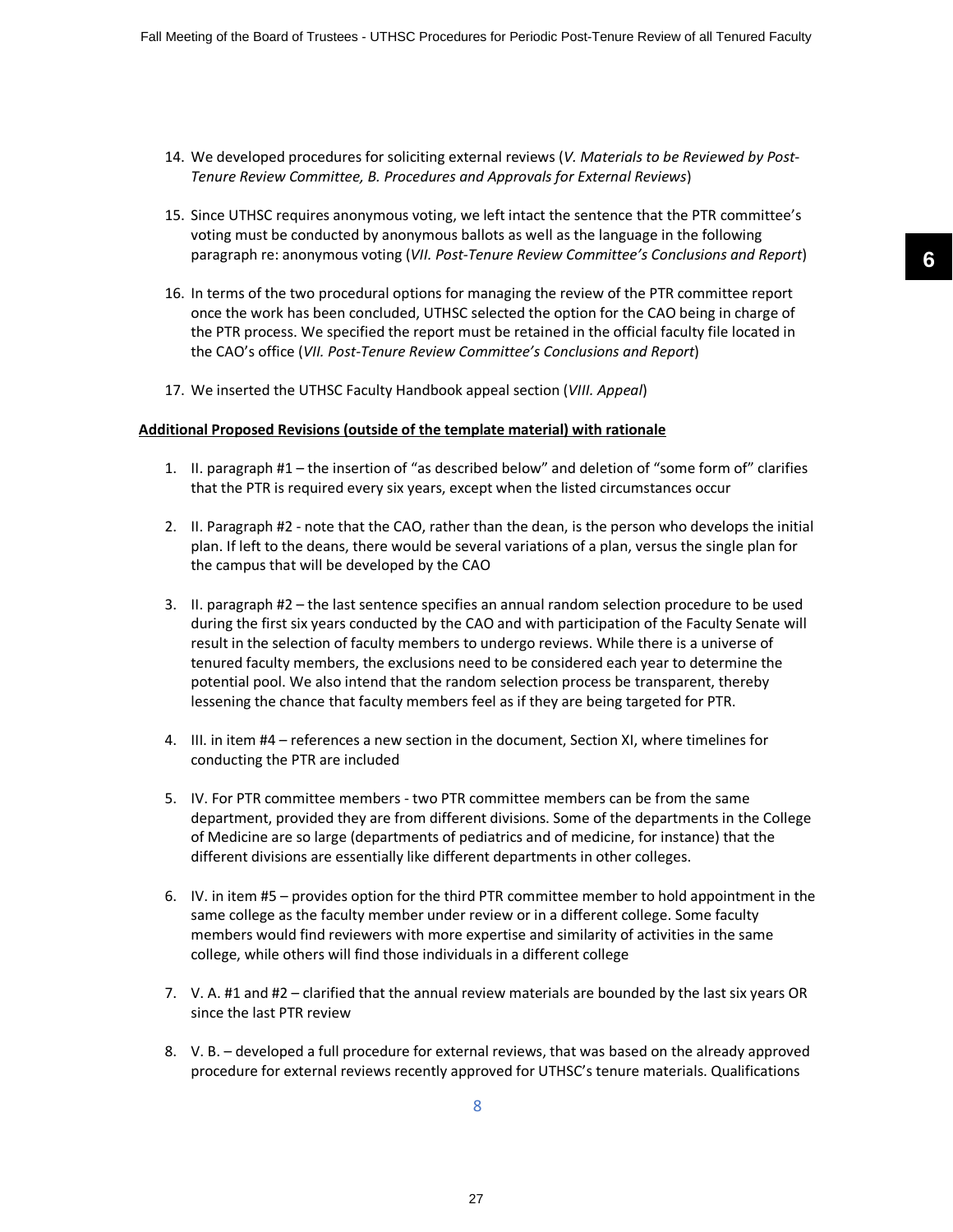14. We developed procedures for soliciting external reviews (*V. Materials to be Reviewed by Post-Tenure Review Committee, B. Procedures and Approvals for External Reviews*)

15. Since UTHSC requires anonymous voting, we left intact the sentence that the PTR committee's voting must be conducted by anonymous ballots as well as the language in the following paragraph re: anonymous voting (*VII. Post-Tenure Review Committee's Conclusions and Report*)

16. In terms of the two procedural options for managing the review of the PTR committee report once the work has been concluded, UTHSC selected the option for the CAO being in charge of the PTR process. We specified the report must be retained in the official faculty file located in the CAO's office (*VII. Post-Tenure Review Committee's Conclusions and Report*)

17. We inserted the UTHSC Faculty Handbook appeal section (*VIII. Appeal*)

**Additional Proposed Revisions (outside of the template material) with rationale**

1. II. paragraph #1 – the insertion of "as described below" and deletion of "some form of" clarifies that the PTR is required every six years, except when the listed circumstances occur

2. II. Paragraph #2 - note that the CAO, rather than the dean, is the person who develops the initial plan. If left to the deans, there would be several variations of a plan, versus the single plan for the campus that will be developed by the CAO

3. II. paragraph #2 – the last sentence specifies an annual random selection procedure to be used during the first six years conducted by the CAO and with participation of the Faculty Senate will result in the selection of faculty members to undergo reviews. While there is a universe of tenured faculty members, the exclusions need to be considered each year to determine the potential pool. We also intend that the random selection process be transparent, thereby lessening the chance that faculty members feel as if they are being targeted for PTR.

4. III. in item #4 – references a new section in the document, Section XI, where timelines for conducting the PTR are included

5. IV. For PTR committee members - two PTR committee members can be from the same department, provided they are from different divisions. Some of the departments in the College of Medicine are so large (departments of pediatrics and of medicine, for instance) that the different divisions are essentially like different departments in other colleges.

6. IV. in item #5 – provides option for the third PTR committee member to hold appointment in the same college as the faculty member under review or in a different college. Some faculty members would find reviewers with more expertise and similarity of activities in the same college, while others will find those individuals in a different college

7. V. A. #1 and #2 – clarified that the annual review materials are bounded by the last six years OR since the last PTR review

8. V. B. – developed a full procedure for external reviews, that was based on the already approved procedure for external reviews recently approved for UTHSC's tenure materials. Qualifications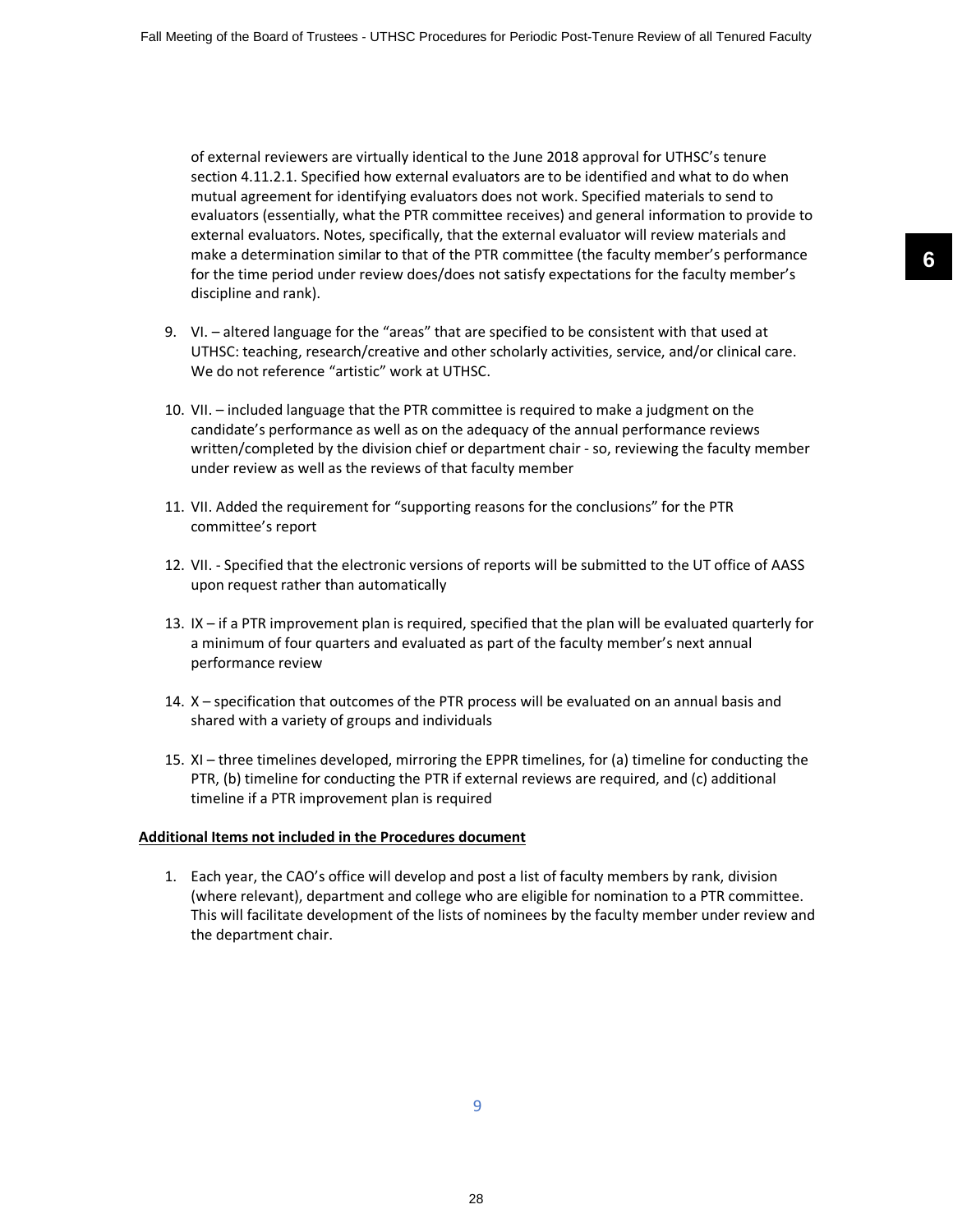of external reviewers are virtually identical to the June 2018 approval for UTHSC's tenure section 4.11.2.1. Specified how external evaluators are to be identified and what to do when mutual agreement for identifying evaluators does not work. Specified materials to send to evaluators (essentially, what the PTR committee receives) and general information to provide to external evaluators. Notes, specifically, that the external evaluator will review materials and make a determination similar to that of the PTR committee (the faculty member's performance for the time period under review does/does not satisfy expectations for the faculty member's discipline and rank).

9. VI. – altered language for the "areas" that are specified to be consistent with that used at UTHSC: teaching, research/creative and other scholarly activities, service, and/or clinical care. We do not reference "artistic" work at UTHSC.

10. VII. – included language that the PTR committee is required to make a judgment on the candidate's performance as well as on the adequacy of the annual performance reviews written/completed by the division chief or department chair - so, reviewing the faculty member under review as well as the reviews of that faculty member

11. VII. Added the requirement for "supporting reasons for the conclusions" for the PTR committee's report

12. VII. - Specified that the electronic versions of reports will be submitted to the UT office of AASS upon request rather than automatically

13. IX – if a PTR improvement plan is required, specified that the plan will be evaluated quarterly for a minimum of four quarters and evaluated as part of the faculty member's next annual performance review

14. X – specification that outcomes of the PTR process will be evaluated on an annual basis and shared with a variety of groups and individuals

15. XI – three timelines developed, mirroring the EPPR timelines, for (a) timeline for conducting the PTR, (b) timeline for conducting the PTR if external reviews are required, and (c) additional timeline if a PTR improvement plan is required

**Additional Items not included in the Procedures document**

1. Each year, the CAO's office will develop and post a list of faculty members by rank, division (where relevant), department and college who are eligible for nomination to a PTR committee. This will facilitate development of the lists of nominees by the faculty member under review and the department chair.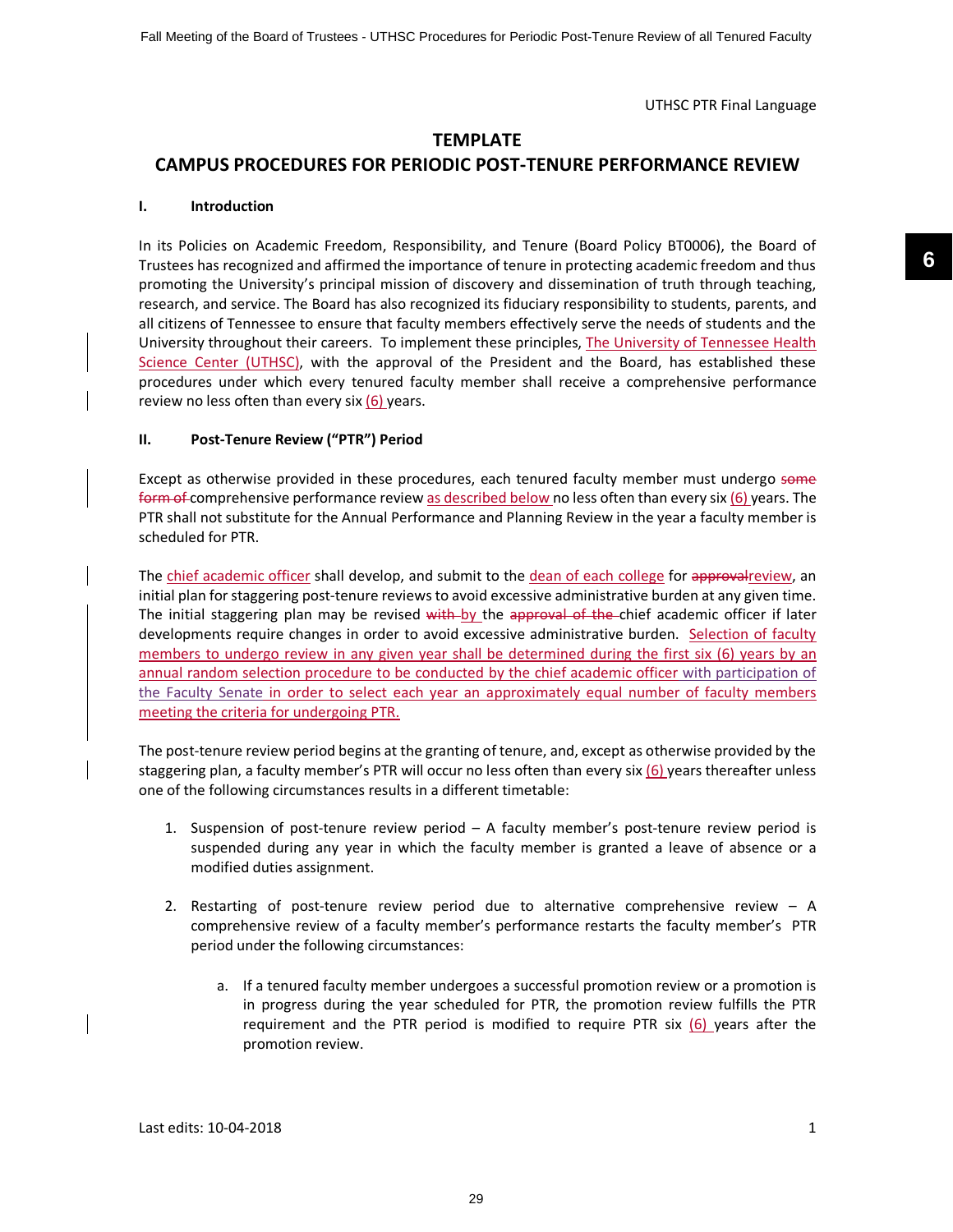# TEMPLATE
# CAMPUS PROCEDURES FOR PERIODIC POST-TENURE PERFORMANCE REVIEW

## I. Introduction

In its Policies on Academic Freedom, Responsibility, and Tenure (Board Policy BT0006), the Board of Trustees has recognized and affirmed the importance of tenure in protecting academic freedom and thus promoting the University's principal mission of discovery and dissemination of truth through teaching, research, and service. The Board has also recognized its fiduciary responsibility to students, parents, and all citizens of Tennessee to ensure that faculty members effectively serve the needs of students and the University throughout their careers. To implement these principles, The University of Tennessee Health Science Center (UTHSC), with the approval of the President and the Board, has established these procedures under which every tenured faculty member shall receive a comprehensive performance review no less often than every six (6) years.

## II. Post-Tenure Review ("PTR") Period

Except as otherwise provided in these procedures, each tenured faculty member must undergo ~~some form of~~ comprehensive performance review as described below no less often than every six (6) years. The PTR shall not substitute for the Annual Performance and Planning Review in the year a faculty member is scheduled for PTR.

The chief academic officer shall develop, and submit to the dean of each college for ~~approval~~review, an initial plan for staggering post-tenure reviews to avoid excessive administrative burden at any given time. The initial staggering plan may be revised ~~with~~ by the ~~approval of the~~ chief academic officer if later developments require changes in order to avoid excessive administrative burden. Selection of faculty members to undergo review in any given year shall be determined during the first six (6) years by an annual random selection procedure to be conducted by the chief academic officer with participation of the Faculty Senate in order to select each year an approximately equal number of faculty members meeting the criteria for undergoing PTR.

The post-tenure review period begins at the granting of tenure, and, except as otherwise provided by the staggering plan, a faculty member's PTR will occur no less often than every six (6) years thereafter unless one of the following circumstances results in a different timetable:

1. Suspension of post-tenure review period – A faculty member's post-tenure review period is suspended during any year in which the faculty member is granted a leave of absence or a modified duties assignment.

2. Restarting of post-tenure review period due to alternative comprehensive review – A comprehensive review of a faculty member's performance restarts the faculty member's PTR period under the following circumstances:

    a. If a tenured faculty member undergoes a successful promotion review or a promotion is in progress during the year scheduled for PTR, the promotion review fulfills the PTR requirement and the PTR period is modified to require PTR six (6) years after the promotion review.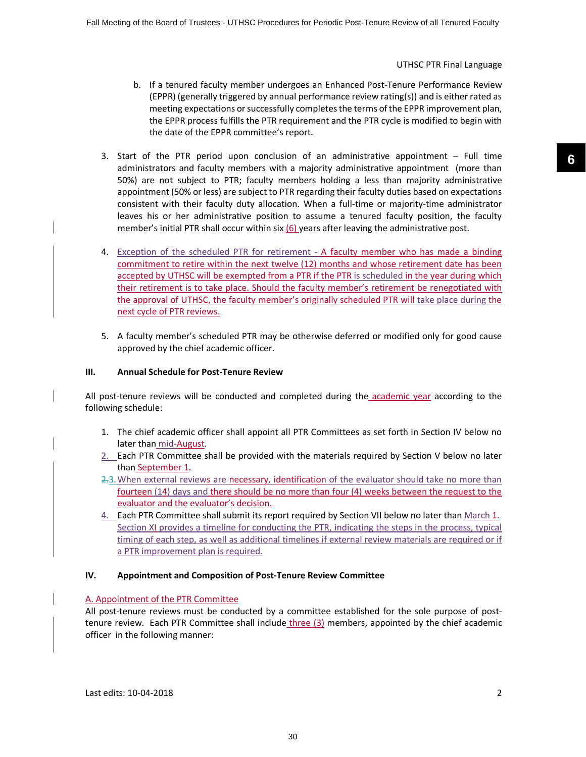UTHSC PTR Final Language

b. If a tenured faculty member undergoes an Enhanced Post-Tenure Performance Review (EPPR) (generally triggered by annual performance review rating(s)) and is either rated as meeting expectations or successfully completes the terms of the EPPR improvement plan, the EPPR process fulfills the PTR requirement and the PTR cycle is modified to begin with the date of the EPPR committee's report.

3. Start of the PTR period upon conclusion of an administrative appointment – Full time administrators and faculty members with a majority administrative appointment (more than 50%) are not subject to PTR; faculty members holding a less than majority administrative appointment (50% or less) are subject to PTR regarding their faculty duties based on expectations consistent with their faculty duty allocation. When a full-time or majority-time administrator leaves his or her administrative position to assume a tenured faculty position, the faculty member's initial PTR shall occur within six (6) years after leaving the administrative post.

4. Exception of the scheduled PTR for retirement - A faculty member who has made a binding commitment to retire within the next twelve (12) months and whose retirement date has been accepted by UTHSC will be exempted from a PTR if the PTR is scheduled in the year during which their retirement is to take place. Should the faculty member's retirement be renegotiated with the approval of UTHSC, the faculty member's originally scheduled PTR will take place during the next cycle of PTR reviews.

5. A faculty member's scheduled PTR may be otherwise deferred or modified only for good cause approved by the chief academic officer.

## III. Annual Schedule for Post-Tenure Review

All post-tenure reviews will be conducted and completed during the academic year according to the following schedule:

1. The chief academic officer shall appoint all PTR Committees as set forth in Section IV below no later than mid-August.
2. Each PTR Committee shall be provided with the materials required by Section V below no later than September 1.
3. When external reviews are necessary, identification of the evaluator should take no more than fourteen (14) days and there should be no more than four (4) weeks between the request to the evaluator and the evaluator's decision.
4. Each PTR Committee shall submit its report required by Section VII below no later than March 1. Section XI provides a timeline for conducting the PTR, indicating the steps in the process, typical timing of each step, as well as additional timelines if external review materials are required or if a PTR improvement plan is required.

## IV. Appointment and Composition of Post-Tenure Review Committee

A. Appointment of the PTR Committee

All post-tenure reviews must be conducted by a committee established for the sole purpose of post-tenure review. Each PTR Committee shall include three (3) members, appointed by the chief academic officer in the following manner: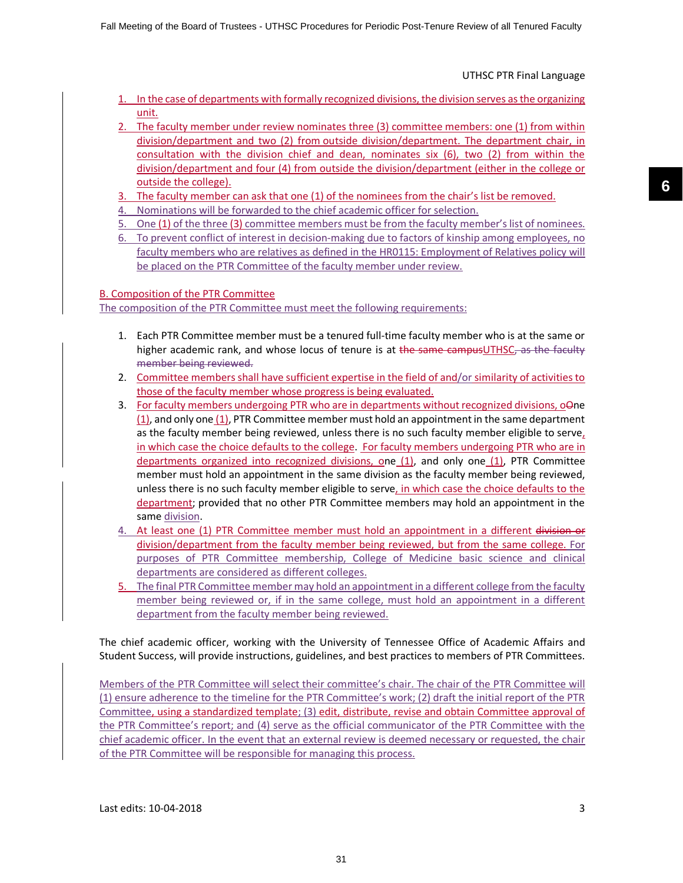1. In the case of departments with formally recognized divisions, the division serves as the organizing unit.
2. The faculty member under review nominates three (3) committee members: one (1) from within division/department and two (2) from outside division/department. The department chair, in consultation with the division chief and dean, nominates six (6), two (2) from within the division/department and four (4) from outside the division/department (either in the college or outside the college).
3. The faculty member can ask that one (1) of the nominees from the chair's list be removed.
4. Nominations will be forwarded to the chief academic officer for selection.
5. One (1) of the three (3) committee members must be from the faculty member's list of nominees.
6. To prevent conflict of interest in decision-making due to factors of kinship among employees, no faculty members who are relatives as defined in the HR0115: Employment of Relatives policy will be placed on the PTR Committee of the faculty member under review.

B. Composition of the PTR Committee

The composition of the PTR Committee must meet the following requirements:

1. Each PTR Committee member must be a tenured full-time faculty member who is at the same or higher academic rank, and whose locus of tenure is at ~~the same campus~~UTHSC~~, as the faculty member being reviewed.~~
2. Committee members shall have sufficient expertise in the field of and/or similarity of activities to those of the faculty member whose progress is being evaluated.
3. For faculty members undergoing PTR who are in departments without recognized divisions, o~~O~~ne (1), and only one (1), PTR Committee member must hold an appointment in the same department as the faculty member being reviewed, unless there is no such faculty member eligible to serve, in which case the choice defaults to the college. For faculty members undergoing PTR who are in departments organized into recognized divisions, one (1), and only one (1), PTR Committee member must hold an appointment in the same division as the faculty member being reviewed, unless there is no such faculty member eligible to serve, in which case the choice defaults to the department; provided that no other PTR Committee members may hold an appointment in the same division.
4. At least one (1) PTR Committee member must hold an appointment in a different ~~division or~~ division/department from the faculty member being reviewed, but from the same college. For purposes of PTR Committee membership, College of Medicine basic science and clinical departments are considered as different colleges.
5. The final PTR Committee member may hold an appointment in a different college from the faculty member being reviewed or, if in the same college, must hold an appointment in a different department from the faculty member being reviewed.

The chief academic officer, working with the University of Tennessee Office of Academic Affairs and Student Success, will provide instructions, guidelines, and best practices to members of PTR Committees.

Members of the PTR Committee will select their committee's chair. The chair of the PTR Committee will (1) ensure adherence to the timeline for the PTR Committee's work; (2) draft the initial report of the PTR Committee, using a standardized template; (3) edit, distribute, revise and obtain Committee approval of the PTR Committee's report; and (4) serve as the official communicator of the PTR Committee with the chief academic officer. In the event that an external review is deemed necessary or requested, the chair of the PTR Committee will be responsible for managing this process.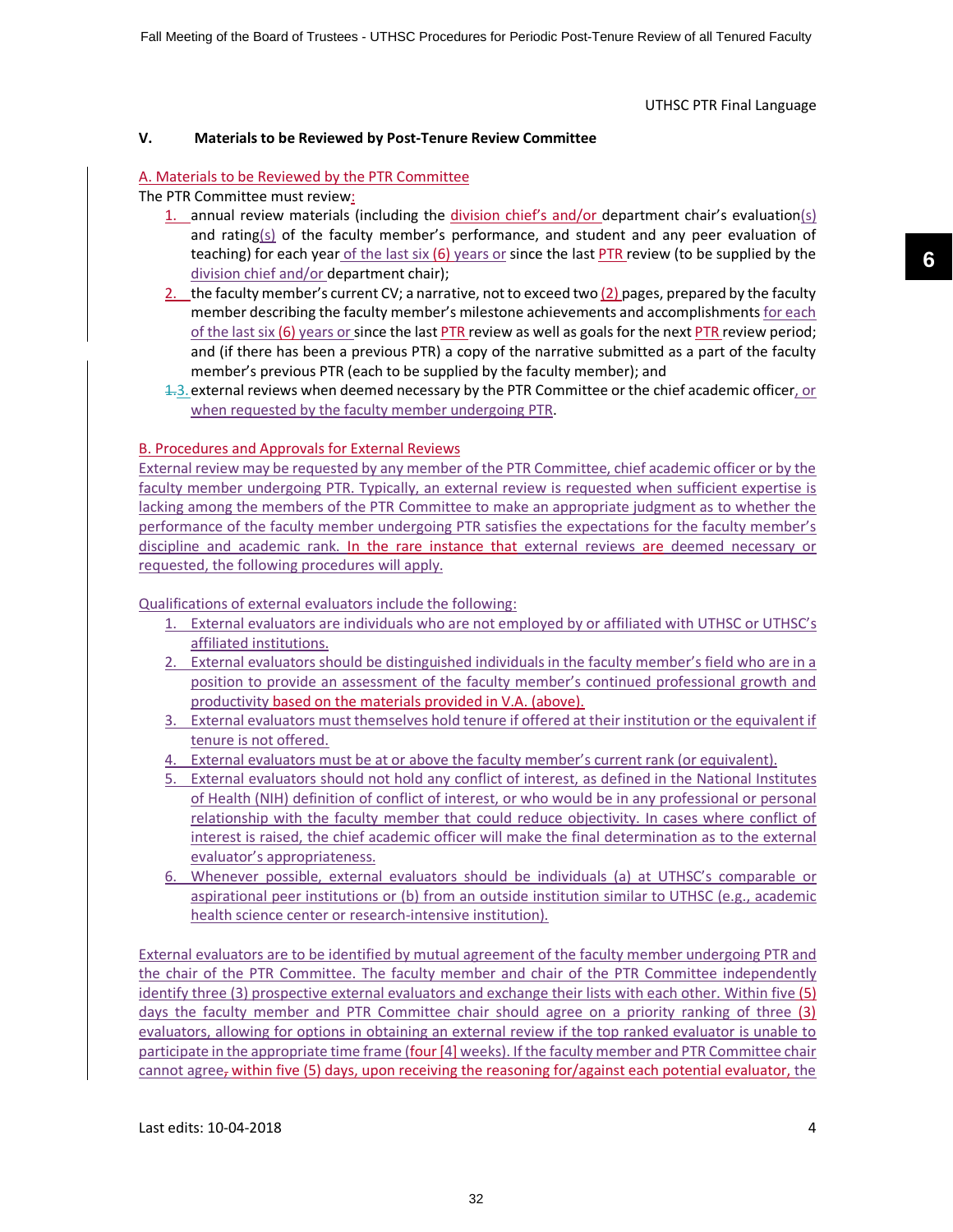UTHSC PTR Final Language

### V. Materials to be Reviewed by Post-Tenure Review Committee

A. Materials to be Reviewed by the PTR Committee

The PTR Committee must review:

1. annual review materials (including the division chief's and/or department chair's evaluation(s) and rating(s) of the faculty member's performance, and student and any peer evaluation of teaching) for each year of the last six (6) years or since the last PTR review (to be supplied by the division chief and/or department chair);
2. the faculty member's current CV; a narrative, not to exceed two (2) pages, prepared by the faculty member describing the faculty member's milestone achievements and accomplishments for each of the last six (6) years or since the last PTR review as well as goals for the next PTR review period; and (if there has been a previous PTR) a copy of the narrative submitted as a part of the faculty member's previous PTR (each to be supplied by the faculty member); and
3. external reviews when deemed necessary by the PTR Committee or the chief academic officer, or when requested by the faculty member undergoing PTR.

B. Procedures and Approvals for External Reviews

External review may be requested by any member of the PTR Committee, chief academic officer or by the faculty member undergoing PTR. Typically, an external review is requested when sufficient expertise is lacking among the members of the PTR Committee to make an appropriate judgment as to whether the performance of the faculty member undergoing PTR satisfies the expectations for the faculty member's discipline and academic rank. In the rare instance that external reviews are deemed necessary or requested, the following procedures will apply.

Qualifications of external evaluators include the following:

1. External evaluators are individuals who are not employed by or affiliated with UTHSC or UTHSC's affiliated institutions.
2. External evaluators should be distinguished individuals in the faculty member's field who are in a position to provide an assessment of the faculty member's continued professional growth and productivity based on the materials provided in V.A. (above).
3. External evaluators must themselves hold tenure if offered at their institution or the equivalent if tenure is not offered.
4. External evaluators must be at or above the faculty member's current rank (or equivalent).
5. External evaluators should not hold any conflict of interest, as defined in the National Institutes of Health (NIH) definition of conflict of interest, or who would be in any professional or personal relationship with the faculty member that could reduce objectivity. In cases where conflict of interest is raised, the chief academic officer will make the final determination as to the external evaluator's appropriateness.
6. Whenever possible, external evaluators should be individuals (a) at UTHSC's comparable or aspirational peer institutions or (b) from an outside institution similar to UTHSC (e.g., academic health science center or research-intensive institution).

External evaluators are to be identified by mutual agreement of the faculty member undergoing PTR and the chair of the PTR Committee. The faculty member and chair of the PTR Committee independently identify three (3) prospective external evaluators and exchange their lists with each other. Within five (5) days the faculty member and PTR Committee chair should agree on a priority ranking of three (3) evaluators, allowing for options in obtaining an external review if the top ranked evaluator is unable to participate in the appropriate time frame (four [4] weeks). If the faculty member and PTR Committee chair cannot agree, within five (5) days, upon receiving the reasoning for/against each potential evaluator, the

Last edits: 10-04-2018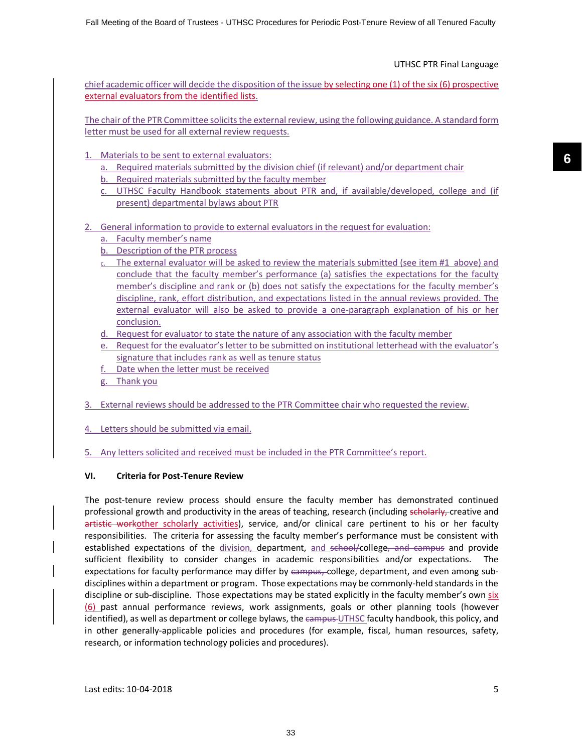chief academic officer will decide the disposition of the issue by selecting one (1) of the six (6) prospective external evaluators from the identified lists.

The chair of the PTR Committee solicits the external review, using the following guidance. A standard form letter must be used for all external review requests.

1. Materials to be sent to external evaluators:
   a. Required materials submitted by the division chief (if relevant) and/or department chair
   b. Required materials submitted by the faculty member
   c. UTHSC Faculty Handbook statements about PTR and, if available/developed, college and (if present) departmental bylaws about PTR

2. General information to provide to external evaluators in the request for evaluation:
   a. Faculty member's name
   b. Description of the PTR process
   c. The external evaluator will be asked to review the materials submitted (see item #1 above) and conclude that the faculty member's performance (a) satisfies the expectations for the faculty member's discipline and rank or (b) does not satisfy the expectations for the faculty member's discipline, rank, effort distribution, and expectations listed in the annual reviews provided. The external evaluator will also be asked to provide a one-paragraph explanation of his or her conclusion.
   d. Request for evaluator to state the nature of any association with the faculty member
   e. Request for the evaluator's letter to be submitted on institutional letterhead with the evaluator's signature that includes rank as well as tenure status
   f. Date when the letter must be received
   g. Thank you

3. External reviews should be addressed to the PTR Committee chair who requested the review.

4. Letters should be submitted via email.

5. Any letters solicited and received must be included in the PTR Committee's report.

**VI. Criteria for Post-Tenure Review**

The post-tenure review process should ensure the faculty member has demonstrated continued professional growth and productivity in the areas of teaching, research (including ~~scholarly,~~ creative and ~~artistic work~~other scholarly activities), service, and/or clinical care pertinent to his or her faculty responsibilities. The criteria for assessing the faculty member's performance must be consistent with established expectations of the division, department, and ~~school/~~college~~, and campus~~ and provide sufficient flexibility to consider changes in academic responsibilities and/or expectations. The expectations for faculty performance may differ by ~~campus,~~ college, department, and even among sub-disciplines within a department or program. Those expectations may be commonly-held standards in the discipline or sub-discipline. Those expectations may be stated explicitly in the faculty member's own six (6) past annual performance reviews, work assignments, goals or other planning tools (however identified), as well as department or college bylaws, the ~~campus~~ UTHSC faculty handbook, this policy, and in other generally-applicable policies and procedures (for example, fiscal, human resources, safety, research, or information technology policies and procedures).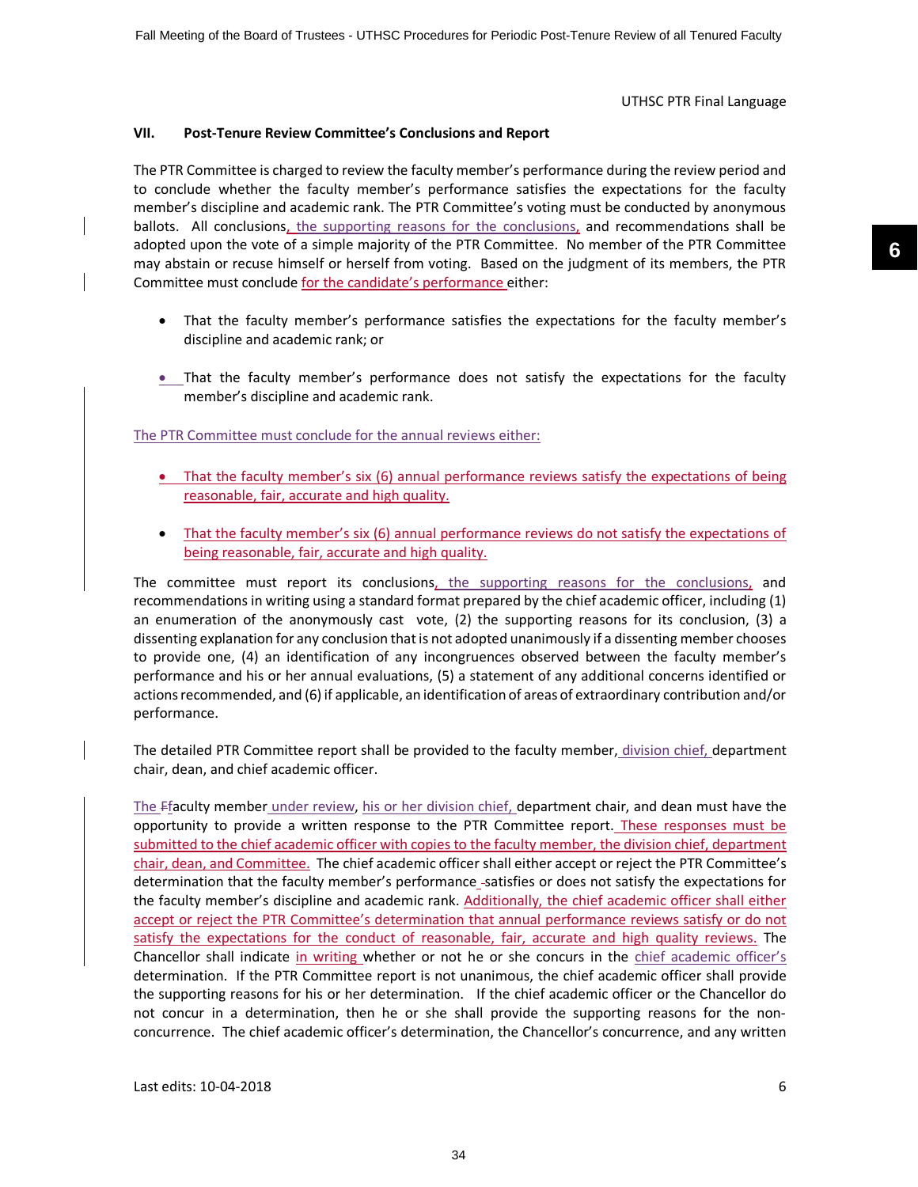UTHSC PTR Final Language

### VII. Post-Tenure Review Committee's Conclusions and Report

The PTR Committee is charged to review the faculty member's performance during the review period and to conclude whether the faculty member's performance satisfies the expectations for the faculty member's discipline and academic rank. The PTR Committee's voting must be conducted by anonymous ballots. All conclusions, the supporting reasons for the conclusions, and recommendations shall be adopted upon the vote of a simple majority of the PTR Committee. No member of the PTR Committee may abstain or recuse himself or herself from voting. Based on the judgment of its members, the PTR Committee must conclude for the candidate's performance either:

- That the faculty member's performance satisfies the expectations for the faculty member's discipline and academic rank; or
- That the faculty member's performance does not satisfy the expectations for the faculty member's discipline and academic rank.

The PTR Committee must conclude for the annual reviews either:

- That the faculty member's six (6) annual performance reviews satisfy the expectations of being reasonable, fair, accurate and high quality.
- That the faculty member's six (6) annual performance reviews do not satisfy the expectations of being reasonable, fair, accurate and high quality.

The committee must report its conclusions, the supporting reasons for the conclusions, and recommendations in writing using a standard format prepared by the chief academic officer, including (1) an enumeration of the anonymously cast vote, (2) the supporting reasons for its conclusion, (3) a dissenting explanation for any conclusion that is not adopted unanimously if a dissenting member chooses to provide one, (4) an identification of any incongruences observed between the faculty member's performance and his or her annual evaluations, (5) a statement of any additional concerns identified or actions recommended, and (6) if applicable, an identification of areas of extraordinary contribution and/or performance.

The detailed PTR Committee report shall be provided to the faculty member, division chief, department chair, dean, and chief academic officer.

The Ffaculty member under review, his or her division chief, department chair, and dean must have the opportunity to provide a written response to the PTR Committee report. These responses must be submitted to the chief academic officer with copies to the faculty member, the division chief, department chair, dean, and Committee. The chief academic officer shall either accept or reject the PTR Committee's determination that the faculty member's performance -satisfies or does not satisfy the expectations for the faculty member's discipline and academic rank. Additionally, the chief academic officer shall either accept or reject the PTR Committee's determination that annual performance reviews satisfy or do not satisfy the expectations for the conduct of reasonable, fair, accurate and high quality reviews. The Chancellor shall indicate in writing whether or not he or she concurs in the chief academic officer's determination. If the PTR Committee report is not unanimous, the chief academic officer shall provide the supporting reasons for his or her determination. If the chief academic officer or the Chancellor do not concur in a determination, then he or she shall provide the supporting reasons for the non-concurrence. The chief academic officer's determination, the Chancellor's concurrence, and any written

Last edits: 10-04-2018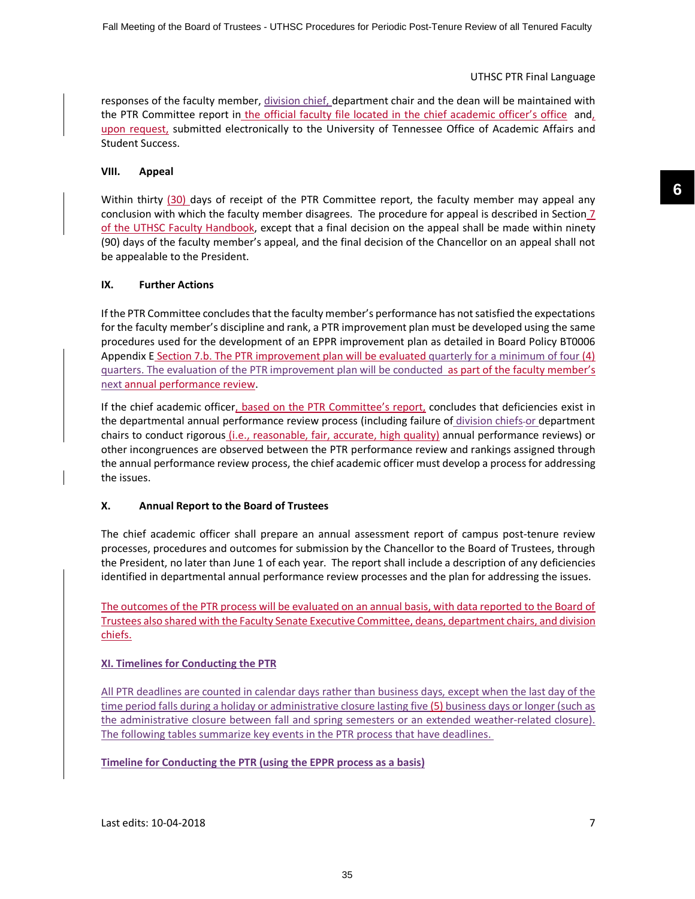responses of the faculty member, division chief, department chair and the dean will be maintained with the PTR Committee report in the official faculty file located in the chief academic officer's office and, upon request, submitted electronically to the University of Tennessee Office of Academic Affairs and Student Success.

## VIII. Appeal

Within thirty (30) days of receipt of the PTR Committee report, the faculty member may appeal any conclusion with which the faculty member disagrees. The procedure for appeal is described in Section 7 of the UTHSC Faculty Handbook, except that a final decision on the appeal shall be made within ninety (90) days of the faculty member's appeal, and the final decision of the Chancellor on an appeal shall not be appealable to the President.

## IX. Further Actions

If the PTR Committee concludes that the faculty member's performance has not satisfied the expectations for the faculty member's discipline and rank, a PTR improvement plan must be developed using the same procedures used for the development of an EPPR improvement plan as detailed in Board Policy BT0006 Appendix E Section 7.b. The PTR improvement plan will be evaluated quarterly for a minimum of four (4) quarters. The evaluation of the PTR improvement plan will be conducted as part of the faculty member's next annual performance review.

If the chief academic officer, based on the PTR Committee's report, concludes that deficiencies exist in the departmental annual performance review process (including failure of division chiefs or department chairs to conduct rigorous (i.e., reasonable, fair, accurate, high quality) annual performance reviews) or other incongruences are observed between the PTR performance review and rankings assigned through the annual performance review process, the chief academic officer must develop a process for addressing the issues.

## X. Annual Report to the Board of Trustees

The chief academic officer shall prepare an annual assessment report of campus post-tenure review processes, procedures and outcomes for submission by the Chancellor to the Board of Trustees, through the President, no later than June 1 of each year. The report shall include a description of any deficiencies identified in departmental annual performance review processes and the plan for addressing the issues.

The outcomes of the PTR process will be evaluated on an annual basis, with data reported to the Board of Trustees also shared with the Faculty Senate Executive Committee, deans, department chairs, and division chiefs.

## XI. Timelines for Conducting the PTR

All PTR deadlines are counted in calendar days rather than business days, except when the last day of the time period falls during a holiday or administrative closure lasting five (5) business days or longer (such as the administrative closure between fall and spring semesters or an extended weather-related closure). The following tables summarize key events in the PTR process that have deadlines.

**Timeline for Conducting the PTR (using the EPPR process as a basis)**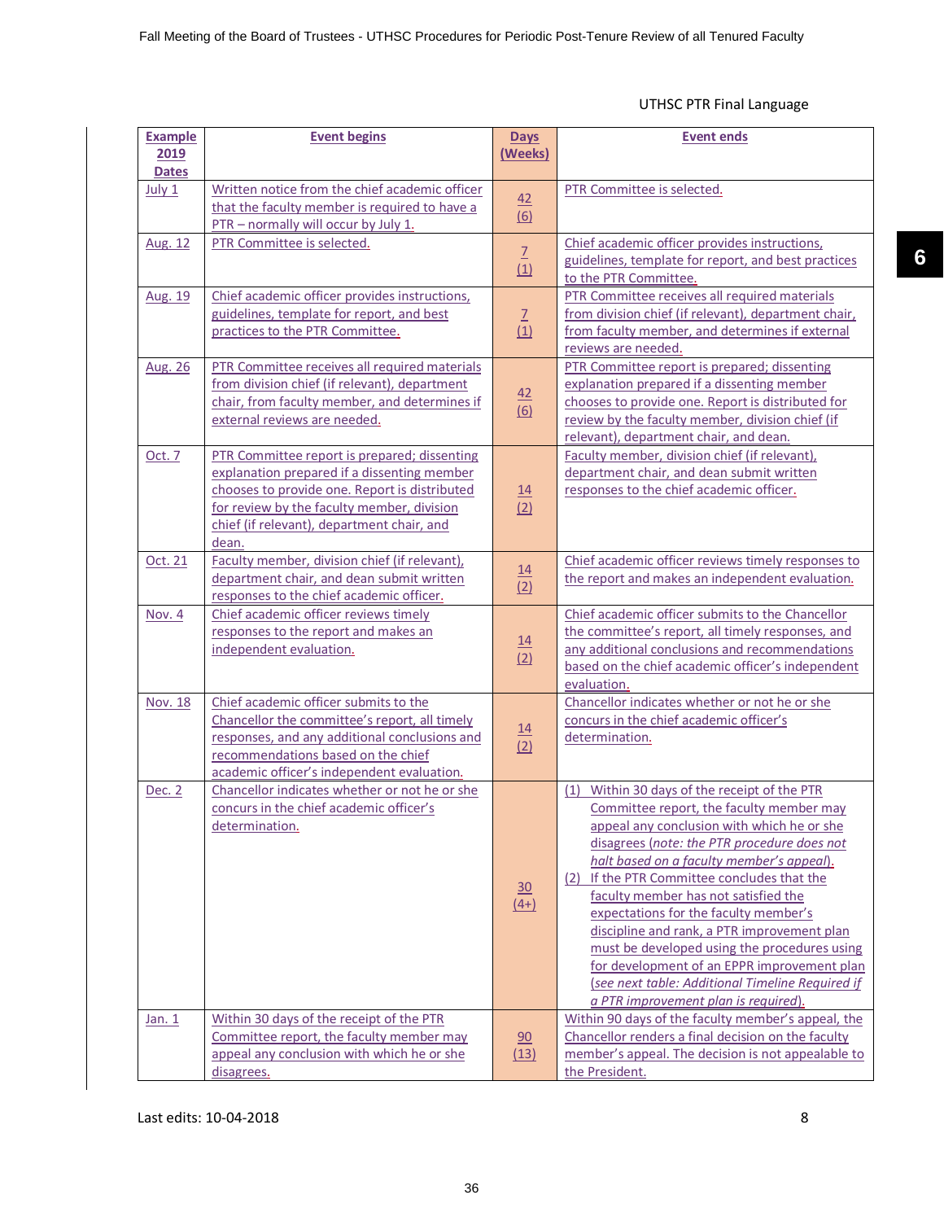UTHSC PTR Final Language

| Example 2019 Dates | Event begins | Days (Weeks) | Event ends |
|---|---|---|---|
| July 1 | Written notice from the chief academic officer that the faculty member is required to have a PTR – normally will occur by July 1. | 42 (6) | PTR Committee is selected. |
| Aug. 12 | PTR Committee is selected. | 7 (1) | Chief academic officer provides instructions, guidelines, template for report, and best practices to the PTR Committee. |
| Aug. 19 | Chief academic officer provides instructions, guidelines, template for report, and best practices to the PTR Committee. | 7 (1) | PTR Committee receives all required materials from division chief (if relevant), department chair, from faculty member, and determines if external reviews are needed. |
| Aug. 26 | PTR Committee receives all required materials from division chief (if relevant), department chair, from faculty member, and determines if external reviews are needed. | 42 (6) | PTR Committee report is prepared; dissenting explanation prepared if a dissenting member chooses to provide one. Report is distributed for review by the faculty member, division chief (if relevant), department chair, and dean. |
| Oct. 7 | PTR Committee report is prepared; dissenting explanation prepared if a dissenting member chooses to provide one. Report is distributed for review by the faculty member, division chief (if relevant), department chair, and dean. | 14 (2) | Faculty member, division chief (if relevant), department chair, and dean submit written responses to the chief academic officer. |
| Oct. 21 | Faculty member, division chief (if relevant), department chair, and dean submit written responses to the chief academic officer. | 14 (2) | Chief academic officer reviews timely responses to the report and makes an independent evaluation. |
| Nov. 4 | Chief academic officer reviews timely responses to the report and makes an independent evaluation. | 14 (2) | Chief academic officer submits to the Chancellor the committee's report, all timely responses, and any additional conclusions and recommendations based on the chief academic officer's independent evaluation. |
| Nov. 18 | Chief academic officer submits to the Chancellor the committee's report, all timely responses, and any additional conclusions and recommendations based on the chief academic officer's independent evaluation. | 14 (2) | Chancellor indicates whether or not he or she concurs in the chief academic officer's determination. |
| Dec. 2 | Chancellor indicates whether or not he or she concurs in the chief academic officer's determination. | 30 (4+) | (1) Within 30 days of the receipt of the PTR Committee report, the faculty member may appeal any conclusion with which he or she disagrees (*note: the PTR procedure does not halt based on a faculty member's appeal*). (2) If the PTR Committee concludes that the faculty member has not satisfied the expectations for the faculty member's discipline and rank, a PTR improvement plan must be developed using the procedures using for development of an EPPR improvement plan (*see next table: Additional Timeline Required if a PTR improvement plan is required*). |
| Jan. 1 | Within 30 days of the receipt of the PTR Committee report, the faculty member may appeal any conclusion with which he or she disagrees. | 90 (13) | Within 90 days of the faculty member's appeal, the Chancellor renders a final decision on the faculty member's appeal. The decision is not appealable to the President. |

Last edits: 10-04-2018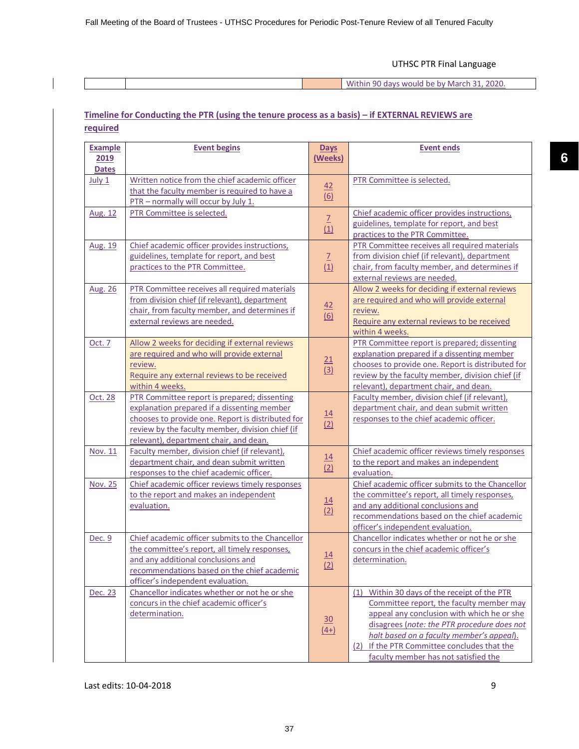| | | | Within 90 days would be by March 31, 2020. |
|---|---|---|---|

## Timeline for Conducting the PTR (using the tenure process as a basis) – if EXTERNAL REVIEWS are required

| Example 2019 Dates | Event begins | Days (Weeks) | Event ends |
|---|---|---|---|
| July 1 | Written notice from the chief academic officer that the faculty member is required to have a PTR – normally will occur by July 1. | 42 (6) | PTR Committee is selected. |
| Aug. 12 | PTR Committee is selected. | 7 (1) | Chief academic officer provides instructions, guidelines, template for report, and best practices to the PTR Committee. |
| Aug. 19 | Chief academic officer provides instructions, guidelines, template for report, and best practices to the PTR Committee. | 7 (1) | PTR Committee receives all required materials from division chief (if relevant), department chair, from faculty member, and determines if external reviews are needed. |
| Aug. 26 | PTR Committee receives all required materials from division chief (if relevant), department chair, from faculty member, and determines if external reviews are needed. | 42 (6) | Allow 2 weeks for deciding if external reviews are required and who will provide external review. Require any external reviews to be received within 4 weeks. |
| Oct. 7 | Allow 2 weeks for deciding if external reviews are required and who will provide external review. Require any external reviews to be received within 4 weeks. | 21 (3) | PTR Committee report is prepared; dissenting explanation prepared if a dissenting member chooses to provide one. Report is distributed for review by the faculty member, division chief (if relevant), department chair, and dean. |
| Oct. 28 | PTR Committee report is prepared; dissenting explanation prepared if a dissenting member chooses to provide one. Report is distributed for review by the faculty member, division chief (if relevant), department chair, and dean. | 14 (2) | Faculty member, division chief (if relevant), department chair, and dean submit written responses to the chief academic officer. |
| Nov. 11 | Faculty member, division chief (if relevant), department chair, and dean submit written responses to the chief academic officer. | 14 (2) | Chief academic officer reviews timely responses to the report and makes an independent evaluation. |
| Nov. 25 | Chief academic officer reviews timely responses to the report and makes an independent evaluation. | 14 (2) | Chief academic officer submits to the Chancellor the committee's report, all timely responses, and any additional conclusions and recommendations based on the chief academic officer's independent evaluation. |
| Dec. 9 | Chief academic officer submits to the Chancellor the committee's report, all timely responses, and any additional conclusions and recommendations based on the chief academic officer's independent evaluation. | 14 (2) | Chancellor indicates whether or not he or she concurs in the chief academic officer's determination. |
| Dec. 23 | Chancellor indicates whether or not he or she concurs in the chief academic officer's determination. | 30 (4+) | (1) Within 30 days of the receipt of the PTR Committee report, the faculty member may appeal any conclusion with which he or she disagrees (*note: the PTR procedure does not halt based on a faculty member's appeal*). (2) If the PTR Committee concludes that the faculty member has not satisfied the |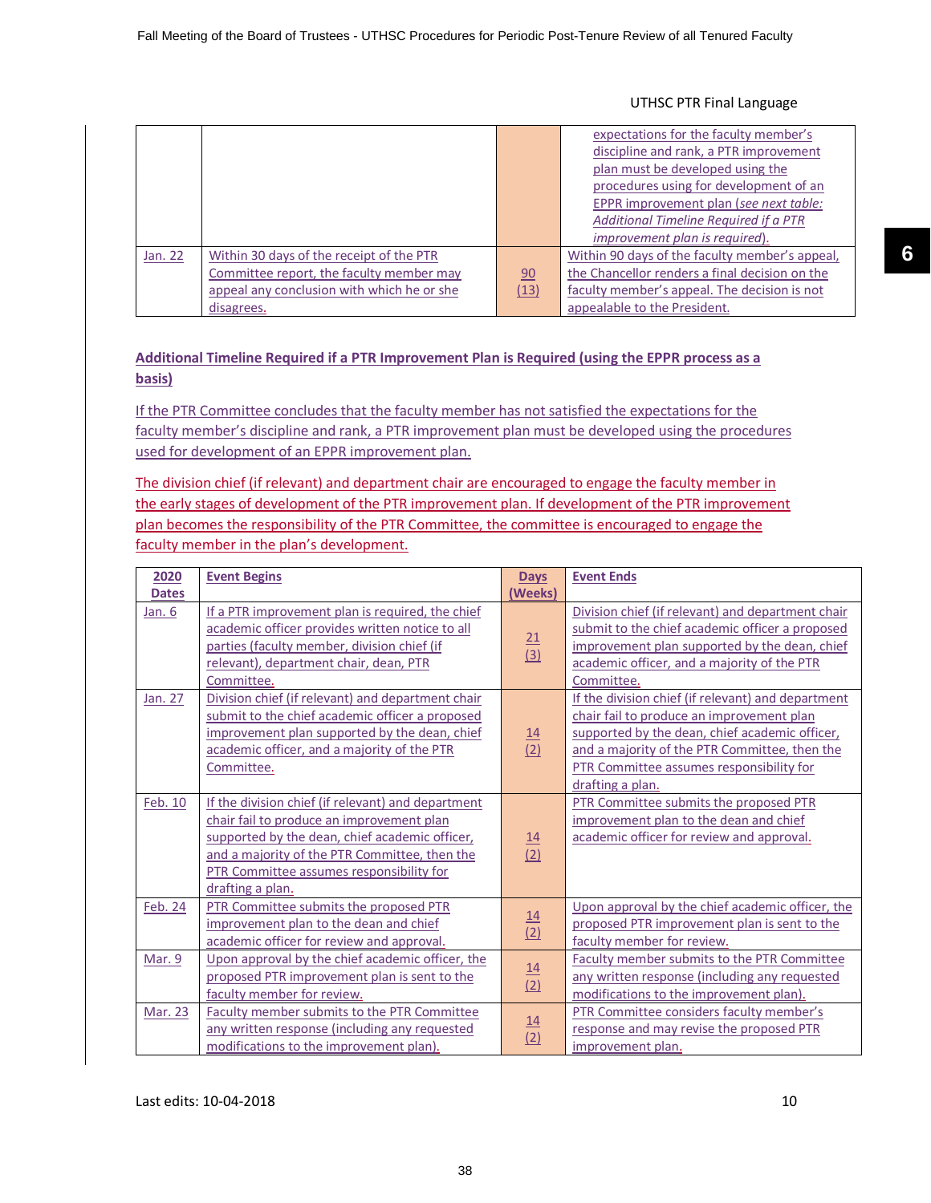| | | | expectations for the faculty member's discipline and rank, a PTR improvement plan must be developed using the procedures using for development of an EPPR improvement plan (*see next table: Additional Timeline Required if a PTR improvement plan is required*). |
|---|---|---|---|
| Jan. 22 | Within 30 days of the receipt of the PTR Committee report, the faculty member may appeal any conclusion with which he or she disagrees. | 90 (13) | Within 90 days of the faculty member's appeal, the Chancellor renders a final decision on the faculty member's appeal. The decision is not appealable to the President. |

**Additional Timeline Required if a PTR Improvement Plan is Required (using the EPPR process as a basis)**

If the PTR Committee concludes that the faculty member has not satisfied the expectations for the faculty member's discipline and rank, a PTR improvement plan must be developed using the procedures used for development of an EPPR improvement plan.

The division chief (if relevant) and department chair are encouraged to engage the faculty member in the early stages of development of the PTR improvement plan. If development of the PTR improvement plan becomes the responsibility of the PTR Committee, the committee is encouraged to engage the faculty member in the plan's development.

| 2020 Dates | Event Begins | Days (Weeks) | Event Ends |
|---|---|---|---|
| Jan. 6 | If a PTR improvement plan is required, the chief academic officer provides written notice to all parties (faculty member, division chief (if relevant), department chair, dean, PTR Committee. | 21 (3) | Division chief (if relevant) and department chair submit to the chief academic officer a proposed improvement plan supported by the dean, chief academic officer, and a majority of the PTR Committee. |
| Jan. 27 | Division chief (if relevant) and department chair submit to the chief academic officer a proposed improvement plan supported by the dean, chief academic officer, and a majority of the PTR Committee. | 14 (2) | If the division chief (if relevant) and department chair fail to produce an improvement plan supported by the dean, chief academic officer, and a majority of the PTR Committee, then the PTR Committee assumes responsibility for drafting a plan. |
| Feb. 10 | If the division chief (if relevant) and department chair fail to produce an improvement plan supported by the dean, chief academic officer, and a majority of the PTR Committee, then the PTR Committee assumes responsibility for drafting a plan. | 14 (2) | PTR Committee submits the proposed PTR improvement plan to the dean and chief academic officer for review and approval. |
| Feb. 24 | PTR Committee submits the proposed PTR improvement plan to the dean and chief academic officer for review and approval. | 14 (2) | Upon approval by the chief academic officer, the proposed PTR improvement plan is sent to the faculty member for review. |
| Mar. 9 | Upon approval by the chief academic officer, the proposed PTR improvement plan is sent to the faculty member for review. | 14 (2) | Faculty member submits to the PTR Committee any written response (including any requested modifications to the improvement plan). |
| Mar. 23 | Faculty member submits to the PTR Committee any written response (including any requested modifications to the improvement plan). | 14 (2) | PTR Committee considers faculty member's response and may revise the proposed PTR improvement plan. |

Last edits: 10-04-2018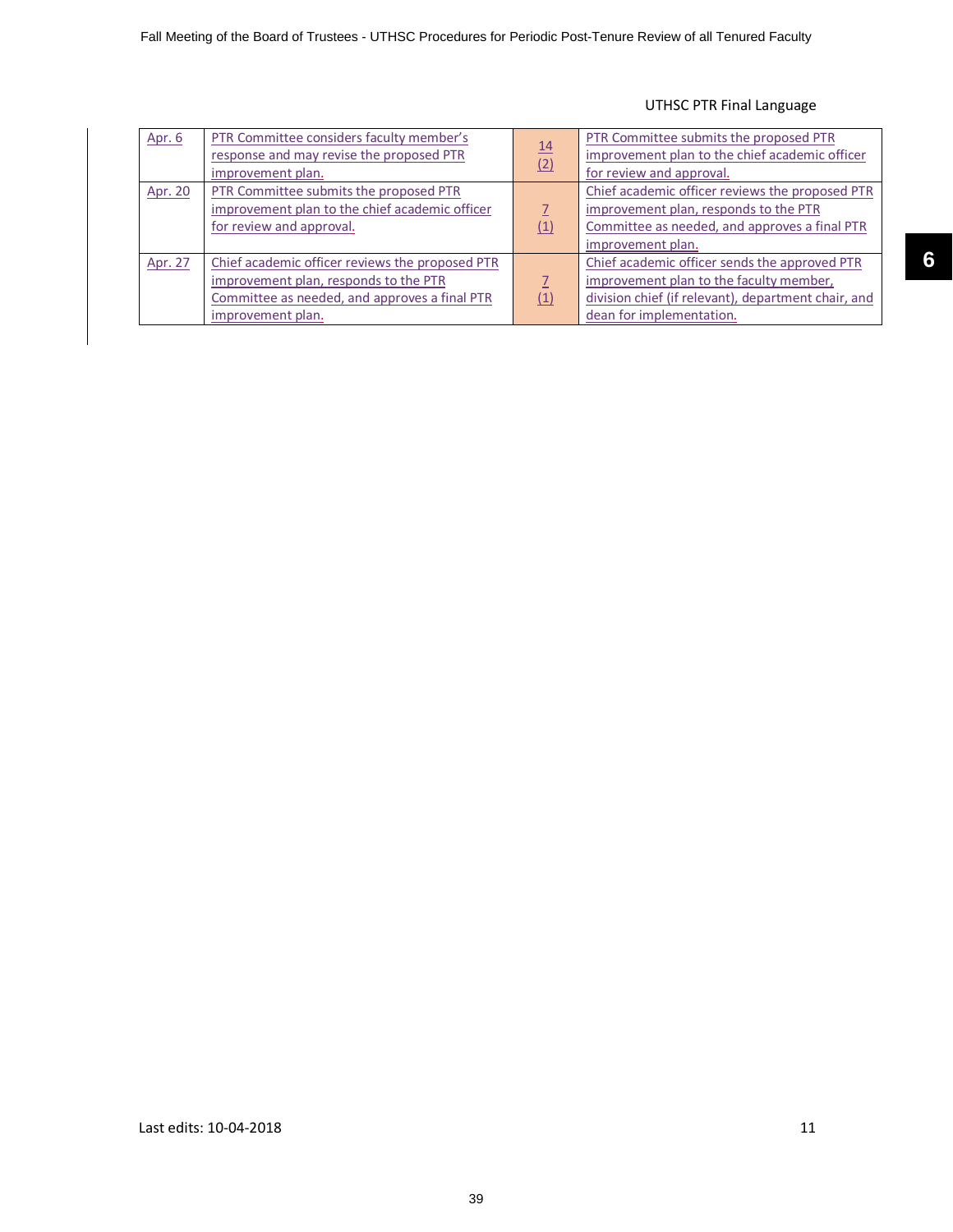| | | | |
|---|---|---|---|
| Apr. 6 | PTR Committee considers faculty member's response and may revise the proposed PTR improvement plan. | 14 (2) | PTR Committee submits the proposed PTR improvement plan to the chief academic officer for review and approval. |
| Apr. 20 | PTR Committee submits the proposed PTR improvement plan to the chief academic officer for review and approval. | 7 (1) | Chief academic officer reviews the proposed PTR improvement plan, responds to the PTR Committee as needed, and approves a final PTR improvement plan. |
| Apr. 27 | Chief academic officer reviews the proposed PTR improvement plan, responds to the PTR Committee as needed, and approves a final PTR improvement plan. | 7 (1) | Chief academic officer sends the approved PTR improvement plan to the faculty member, division chief (if relevant), department chair, and dean for implementation. |

Last edits: 10-04-2018